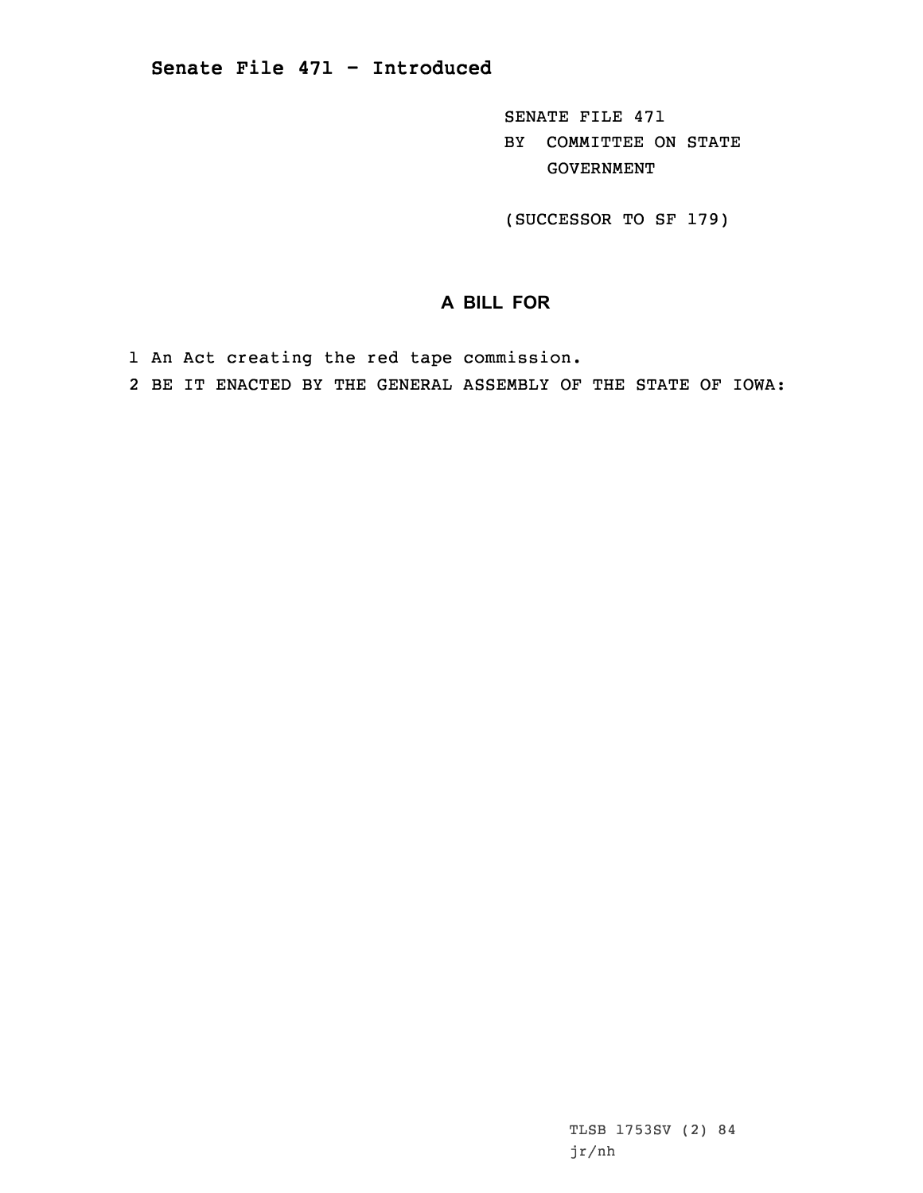# Senate File 471 - Introduced

SENATE FILE 471
BY COMMITTEE ON STATE GOVERNMENT

(SUCCESSOR TO SF 179)

## A BILL FOR

1 An Act creating the red tape commission.
2 BE IT ENACTED BY THE GENERAL ASSEMBLY OF THE STATE OF IOWA:

TLSB 1753SV (2) 84
jr/nh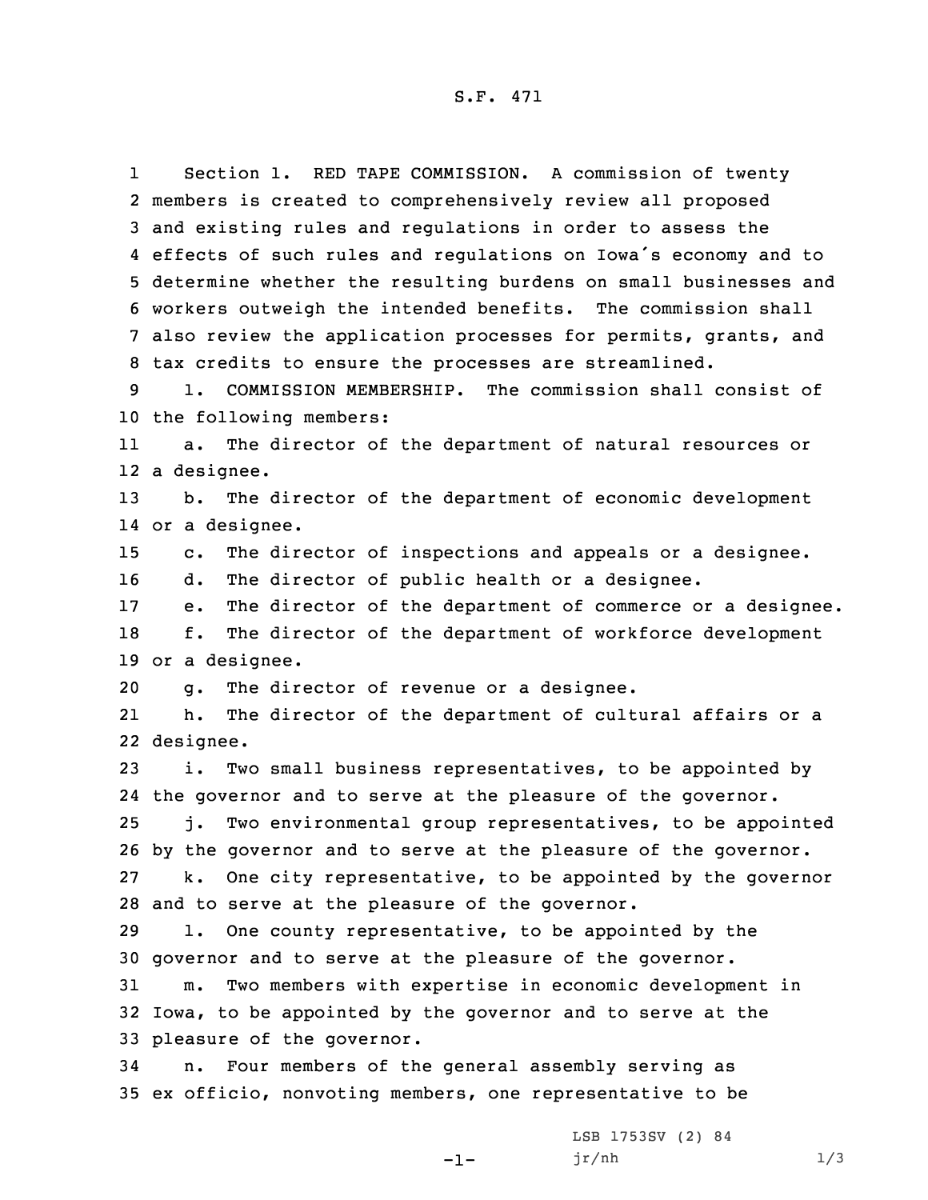S.F. 471

Section 1. RED TAPE COMMISSION. A commission of twenty members is created to comprehensively review all proposed and existing rules and regulations in order to assess the effects of such rules and regulations on Iowa's economy and to determine whether the resulting burdens on small businesses and workers outweigh the intended benefits. The commission shall also review the application processes for permits, grants, and tax credits to ensure the processes are streamlined.

1. COMMISSION MEMBERSHIP. The commission shall consist of the following members:

a. The director of the department of natural resources or a designee.

b. The director of the department of economic development or a designee.

c. The director of inspections and appeals or a designee.

d. The director of public health or a designee.

e. The director of the department of commerce or a designee.

f. The director of the department of workforce development or a designee.

g. The director of revenue or a designee.

h. The director of the department of cultural affairs or a designee.

i. Two small business representatives, to be appointed by the governor and to serve at the pleasure of the governor.

j. Two environmental group representatives, to be appointed by the governor and to serve at the pleasure of the governor.

k. One city representative, to be appointed by the governor and to serve at the pleasure of the governor.

l. One county representative, to be appointed by the governor and to serve at the pleasure of the governor.

m. Two members with expertise in economic development in Iowa, to be appointed by the governor and to serve at the pleasure of the governor.

n. Four members of the general assembly serving as ex officio, nonvoting members, one representative to be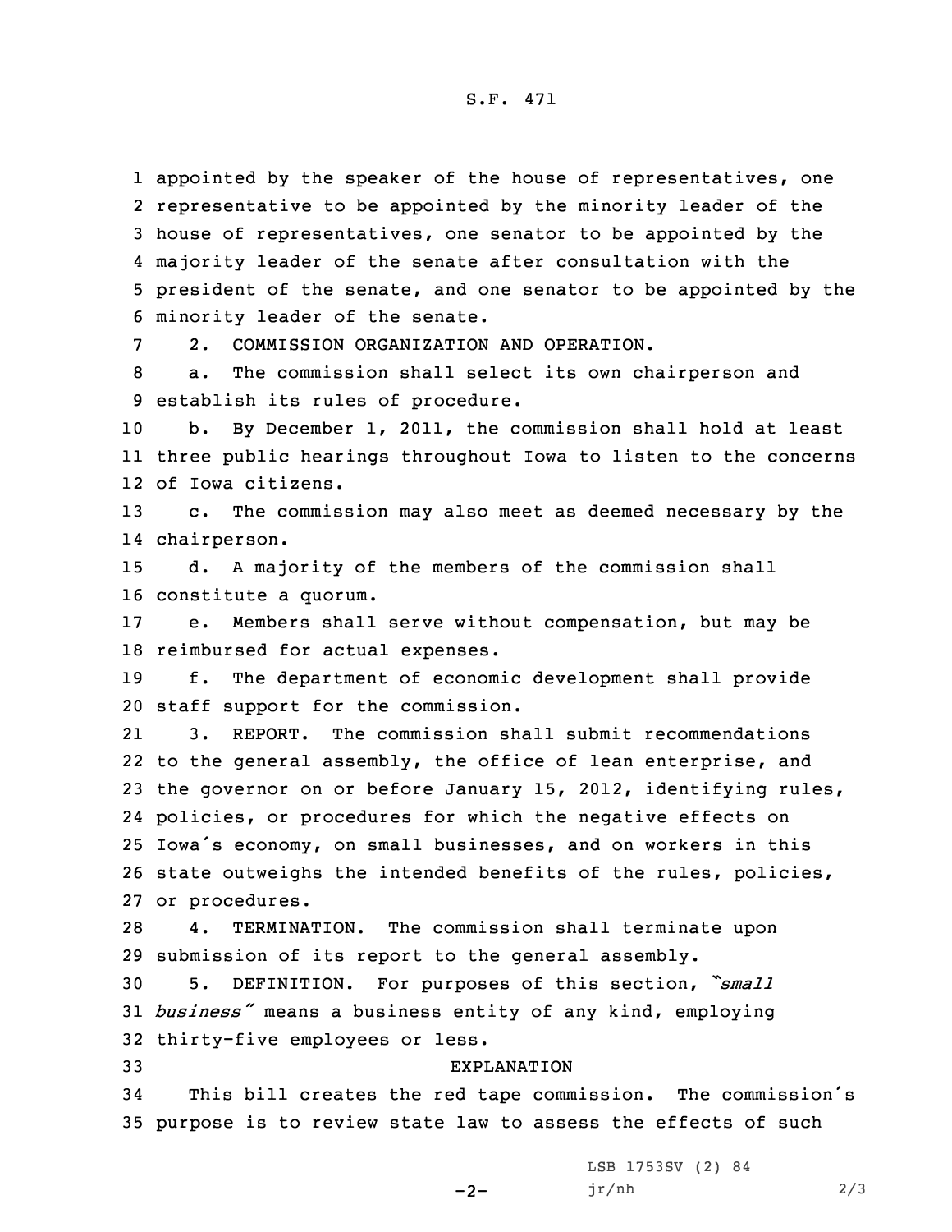appointed by the speaker of the house of representatives, one representative to be appointed by the minority leader of the house of representatives, one senator to be appointed by the majority leader of the senate after consultation with the president of the senate, and one senator to be appointed by the minority leader of the senate.

2. COMMISSION ORGANIZATION AND OPERATION.

a. The commission shall select its own chairperson and establish its rules of procedure.

b. By December 1, 2011, the commission shall hold at least three public hearings throughout Iowa to listen to the concerns of Iowa citizens.

c. The commission may also meet as deemed necessary by the chairperson.

d. A majority of the members of the commission shall constitute a quorum.

e. Members shall serve without compensation, but may be reimbursed for actual expenses.

f. The department of economic development shall provide staff support for the commission.

3. REPORT. The commission shall submit recommendations to the general assembly, the office of lean enterprise, and the governor on or before January 15, 2012, identifying rules, policies, or procedures for which the negative effects on Iowa's economy, on small businesses, and on workers in this state outweighs the intended benefits of the rules, policies, or procedures.

4. TERMINATION. The commission shall terminate upon submission of its report to the general assembly.

5. DEFINITION. For purposes of this section, *"small business"* means a business entity of any kind, employing thirty-five employees or less.

EXPLANATION

This bill creates the red tape commission. The commission's purpose is to review state law to assess the effects of such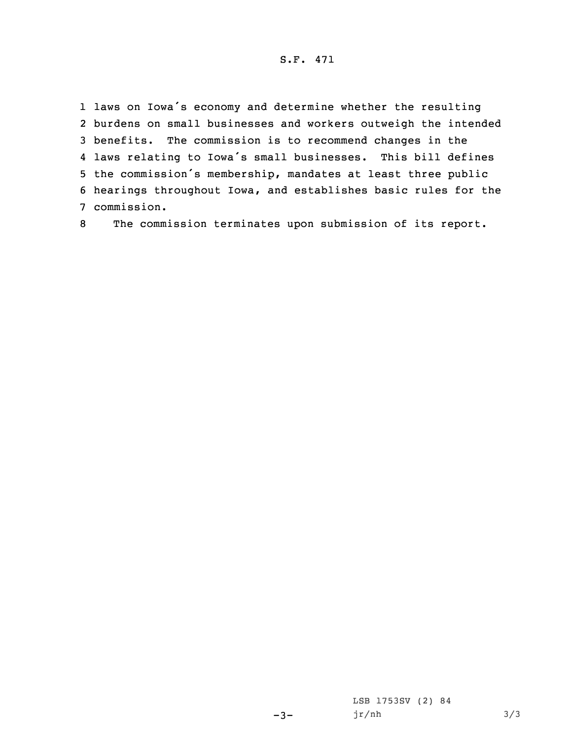laws on Iowa's economy and determine whether the resulting burdens on small businesses and workers outweigh the intended benefits. The commission is to recommend changes in the laws relating to Iowa's small businesses. This bill defines the commission's membership, mandates at least three public hearings throughout Iowa, and establishes basic rules for the commission.

The commission terminates upon submission of its report.

LSB 1753SV (2) 84
jr/nh